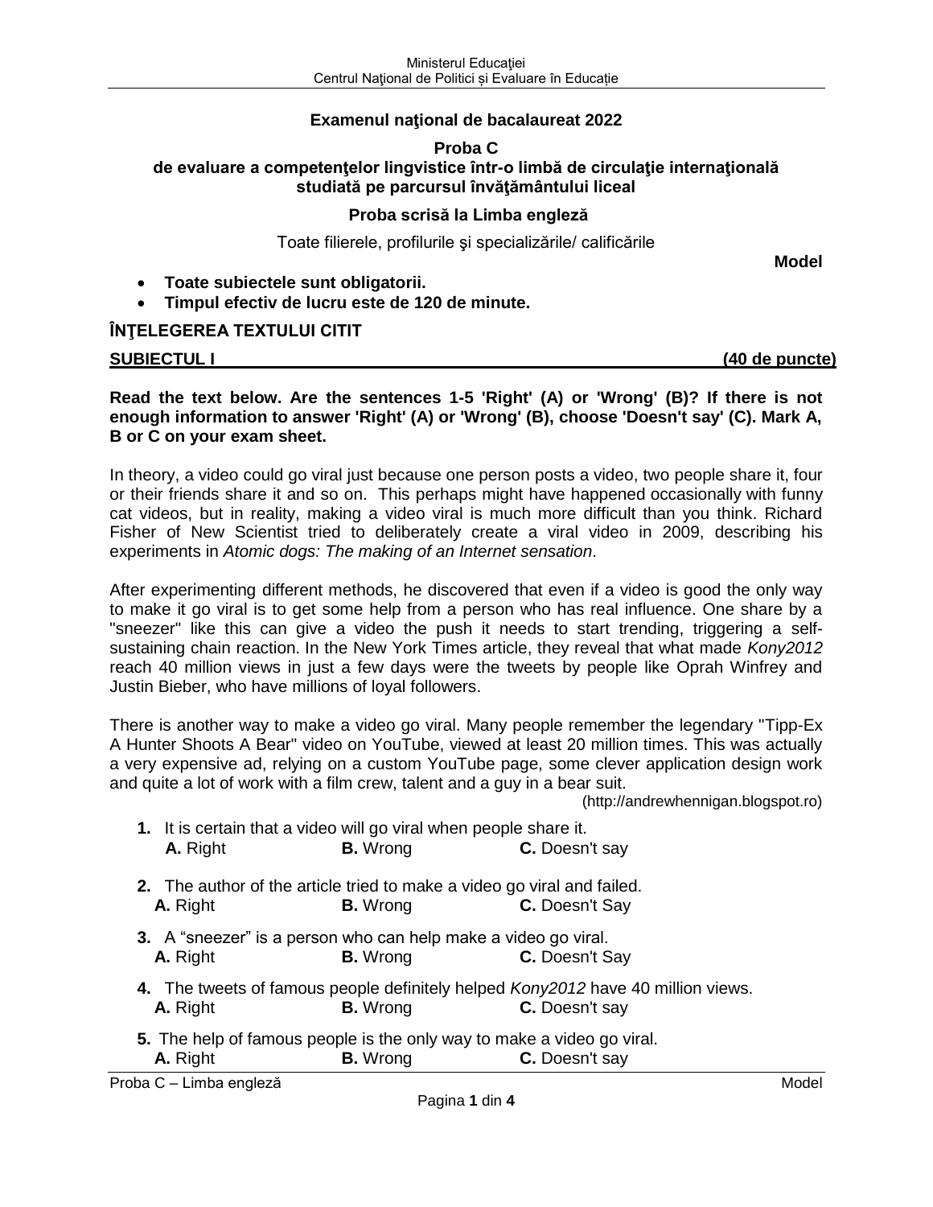Ministerul Educaţiei
Centrul Naţional de Politici și Evaluare în Educație

## Examenul naţional de bacalaureat 2022

**Proba C**
**de evaluare a competenţelor lingvistice într-o limbă de circulaţie internaţională studiată pe parcursul învăţământului liceal**

**Proba scrisă la Limba engleză**

Toate filierele, profilurile şi specializările/ calificările

**Model**

- **Toate subiectele sunt obligatorii.**
- **Timpul efectiv de lucru este de 120 de minute.**

### ÎNŢELEGEREA TEXTULUI CITIT

**SUBIECTUL I (40 de puncte)**

**Read the text below. Are the sentences 1-5 'Right' (A) or 'Wrong' (B)? If there is not enough information to answer 'Right' (A) or 'Wrong' (B), choose 'Doesn't say' (C). Mark A, B or C on your exam sheet.**

In theory, a video could go viral just because one person posts a video, two people share it, four or their friends share it and so on. This perhaps might have happened occasionally with funny cat videos, but in reality, making a video viral is much more difficult than you think. Richard Fisher of New Scientist tried to deliberately create a viral video in 2009, describing his experiments in *Atomic dogs: The making of an Internet sensation*.

After experimenting different methods, he discovered that even if a video is good the only way to make it go viral is to get some help from a person who has real influence. One share by a "sneezer" like this can give a video the push it needs to start trending, triggering a self-sustaining chain reaction. In the New York Times article, they reveal that what made *Kony2012* reach 40 million views in just a few days were the tweets by people like Oprah Winfrey and Justin Bieber, who have millions of loyal followers.

There is another way to make a video go viral. Many people remember the legendary "Tipp-Ex A Hunter Shoots A Bear" video on YouTube, viewed at least 20 million times. This was actually a very expensive ad, relying on a custom YouTube page, some clever application design work and quite a lot of work with a film crew, talent and a guy in a bear suit.

(http://andrewhennigan.blogspot.ro)

**1.** It is certain that a video will go viral when people share it.
**A.** Right **B.** Wrong **C.** Doesn't say

**2.** The author of the article tried to make a video go viral and failed.
**A.** Right **B.** Wrong **C.** Doesn't Say

**3.** A "sneezer" is a person who can help make a video go viral.
**A.** Right **B.** Wrong **C.** Doesn't Say

**4.** The tweets of famous people definitely helped *Kony2012* have 40 million views.
**A.** Right **B.** Wrong **C.** Doesn't say

**5.** The help of famous people is the only way to make a video go viral.
**A.** Right **B.** Wrong **C.** Doesn't say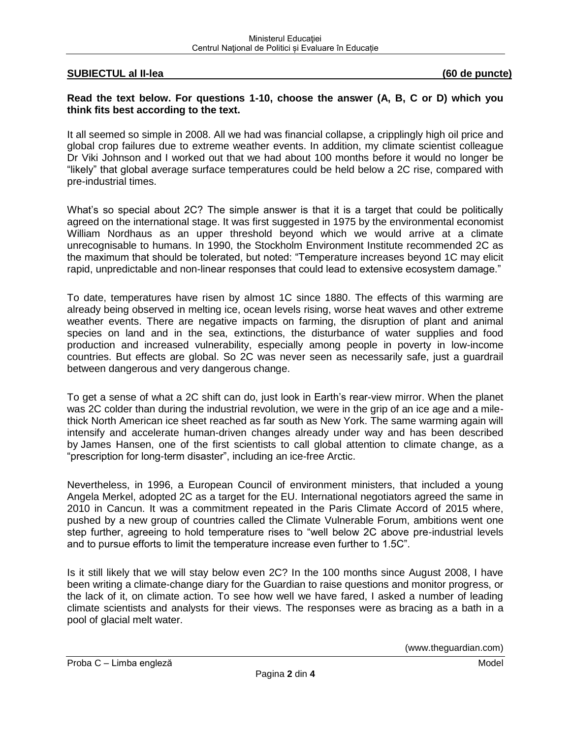**SUBIECTUL al II-lea (60 de puncte)**

**Read the text below. For questions 1-10, choose the answer (A, B, C or D) which you think fits best according to the text.**

It all seemed so simple in 2008. All we had was financial collapse, a cripplingly high oil price and global crop failures due to extreme weather events. In addition, my climate scientist colleague Dr Viki Johnson and I worked out that we had about 100 months before it would no longer be "likely" that global average surface temperatures could be held below a 2C rise, compared with pre-industrial times.

What's so special about 2C? The simple answer is that it is a target that could be politically agreed on the international stage. It was first suggested in 1975 by the environmental economist William Nordhaus as an upper threshold beyond which we would arrive at a climate unrecognisable to humans. In 1990, the Stockholm Environment Institute recommended 2C as the maximum that should be tolerated, but noted: "Temperature increases beyond 1C may elicit rapid, unpredictable and non-linear responses that could lead to extensive ecosystem damage."

To date, temperatures have risen by almost 1C since 1880. The effects of this warming are already being observed in melting ice, ocean levels rising, worse heat waves and other extreme weather events. There are negative impacts on farming, the disruption of plant and animal species on land and in the sea, extinctions, the disturbance of water supplies and food production and increased vulnerability, especially among people in poverty in low-income countries. But effects are global. So 2C was never seen as necessarily safe, just a guardrail between dangerous and very dangerous change.

To get a sense of what a 2C shift can do, just look in Earth's rear-view mirror. When the planet was 2C colder than during the industrial revolution, we were in the grip of an ice age and a mile-thick North American ice sheet reached as far south as New York. The same warming again will intensify and accelerate human-driven changes already under way and has been described by James Hansen, one of the first scientists to call global attention to climate change, as a "prescription for long-term disaster", including an ice-free Arctic.

Nevertheless, in 1996, a European Council of environment ministers, that included a young Angela Merkel, adopted 2C as a target for the EU. International negotiators agreed the same in 2010 in Cancun. It was a commitment repeated in the Paris Climate Accord of 2015 where, pushed by a new group of countries called the Climate Vulnerable Forum, ambitions went one step further, agreeing to hold temperature rises to "well below 2C above pre-industrial levels and to pursue efforts to limit the temperature increase even further to 1.5C".

Is it still likely that we will stay below even 2C? In the 100 months since August 2008, I have been writing a climate-change diary for the Guardian to raise questions and monitor progress, or the lack of it, on climate action. To see how well we have fared, I asked a number of leading climate scientists and analysts for their views. The responses were as bracing as a bath in a pool of glacial melt water.

(www.theguardian.com)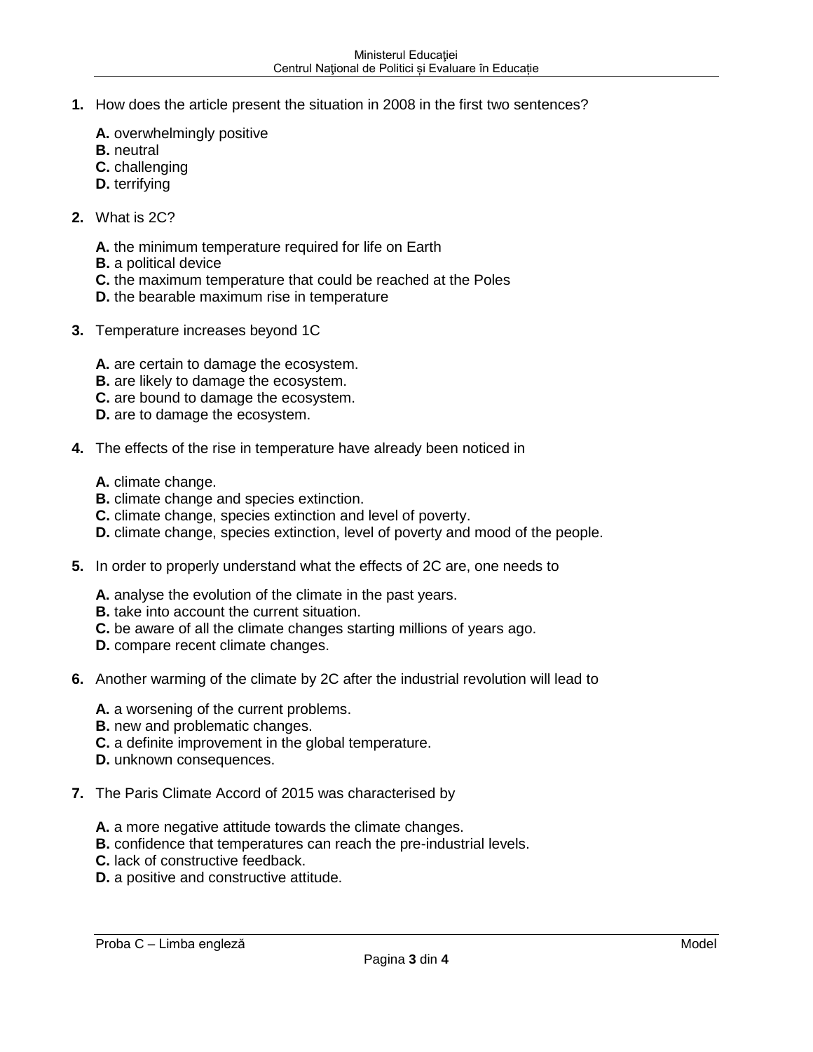**1.** How does the article present the situation in 2008 in the first two sentences?

**A.** overwhelmingly positive
**B.** neutral
**C.** challenging
**D.** terrifying

**2.** What is 2C?

**A.** the minimum temperature required for life on Earth
**B.** a political device
**C.** the maximum temperature that could be reached at the Poles
**D.** the bearable maximum rise in temperature

**3.** Temperature increases beyond 1C

**A.** are certain to damage the ecosystem.
**B.** are likely to damage the ecosystem.
**C.** are bound to damage the ecosystem.
**D.** are to damage the ecosystem.

**4.** The effects of the rise in temperature have already been noticed in

**A.** climate change.
**B.** climate change and species extinction.
**C.** climate change, species extinction and level of poverty.
**D.** climate change, species extinction, level of poverty and mood of the people.

**5.** In order to properly understand what the effects of 2C are, one needs to

**A.** analyse the evolution of the climate in the past years.
**B.** take into account the current situation.
**C.** be aware of all the climate changes starting millions of years ago.
**D.** compare recent climate changes.

**6.** Another warming of the climate by 2C after the industrial revolution will lead to

**A.** a worsening of the current problems.
**B.** new and problematic changes.
**C.** a definite improvement in the global temperature.
**D.** unknown consequences.

**7.** The Paris Climate Accord of 2015 was characterised by

**A.** a more negative attitude towards the climate changes.
**B.** confidence that temperatures can reach the pre-industrial levels.
**C.** lack of constructive feedback.
**D.** a positive and constructive attitude.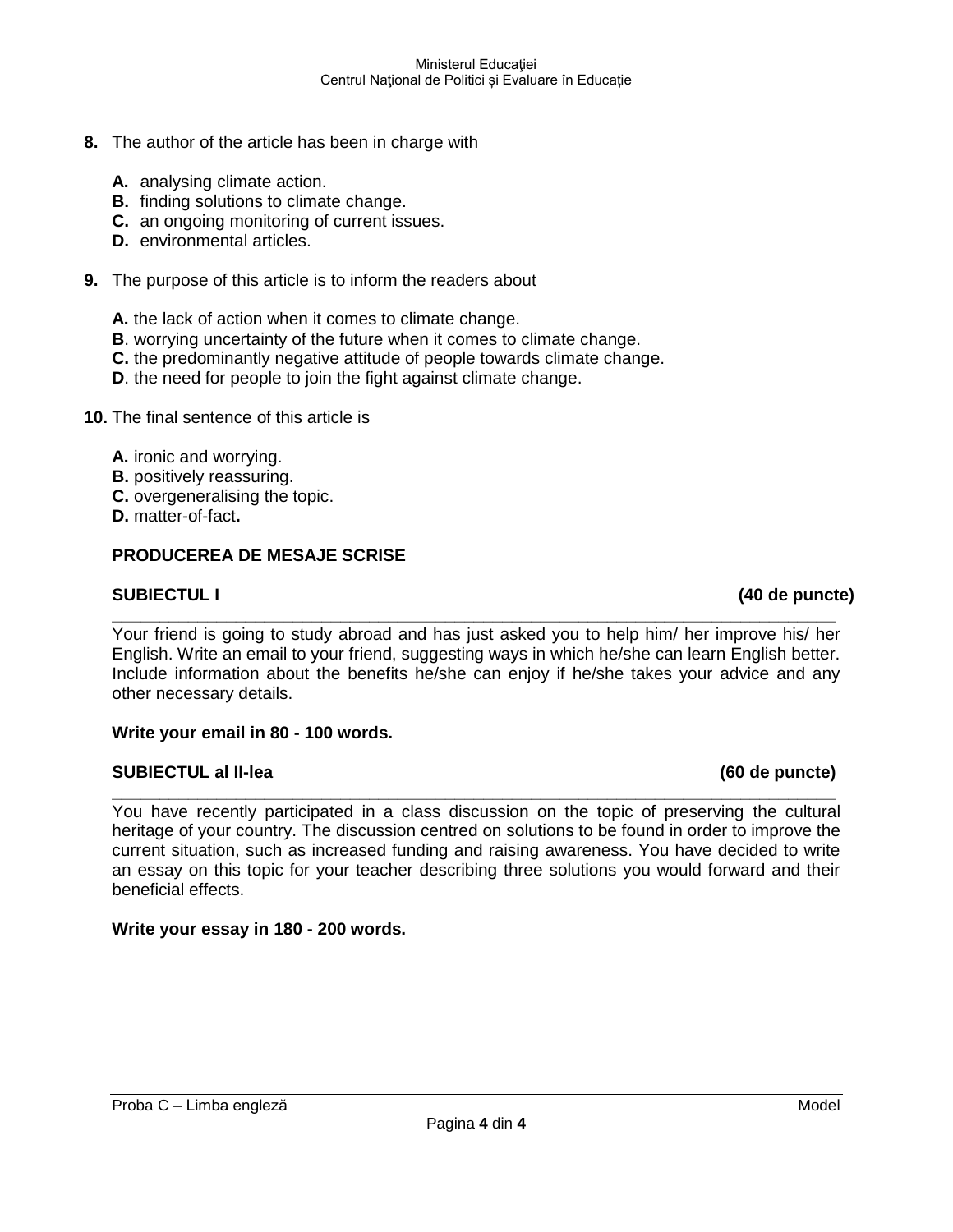**8.** The author of the article has been in charge with

- **A.** analysing climate action.
- **B.** finding solutions to climate change.
- **C.** an ongoing monitoring of current issues.
- **D.** environmental articles.

**9.** The purpose of this article is to inform the readers about

- **A.** the lack of action when it comes to climate change.
- **B**. worrying uncertainty of the future when it comes to climate change.
- **C.** the predominantly negative attitude of people towards climate change.
- **D**. the need for people to join the fight against climate change.

**10.** The final sentence of this article is

- **A.** ironic and worrying.
- **B.** positively reassuring.
- **C.** overgeneralising the topic.
- **D.** matter-of-fact**.**

## PRODUCEREA DE MESAJE SCRISE

### SUBIECTUL I (40 de puncte)

Your friend is going to study abroad and has just asked you to help him/ her improve his/ her English. Write an email to your friend, suggesting ways in which he/she can learn English better. Include information about the benefits he/she can enjoy if he/she takes your advice and any other necessary details.

**Write your email in 80 - 100 words.**

### SUBIECTUL al II-lea (60 de puncte)

You have recently participated in a class discussion on the topic of preserving the cultural heritage of your country. The discussion centred on solutions to be found in order to improve the current situation, such as increased funding and raising awareness. You have decided to write an essay on this topic for your teacher describing three solutions you would forward and their beneficial effects.

**Write your essay in 180 - 200 words.**